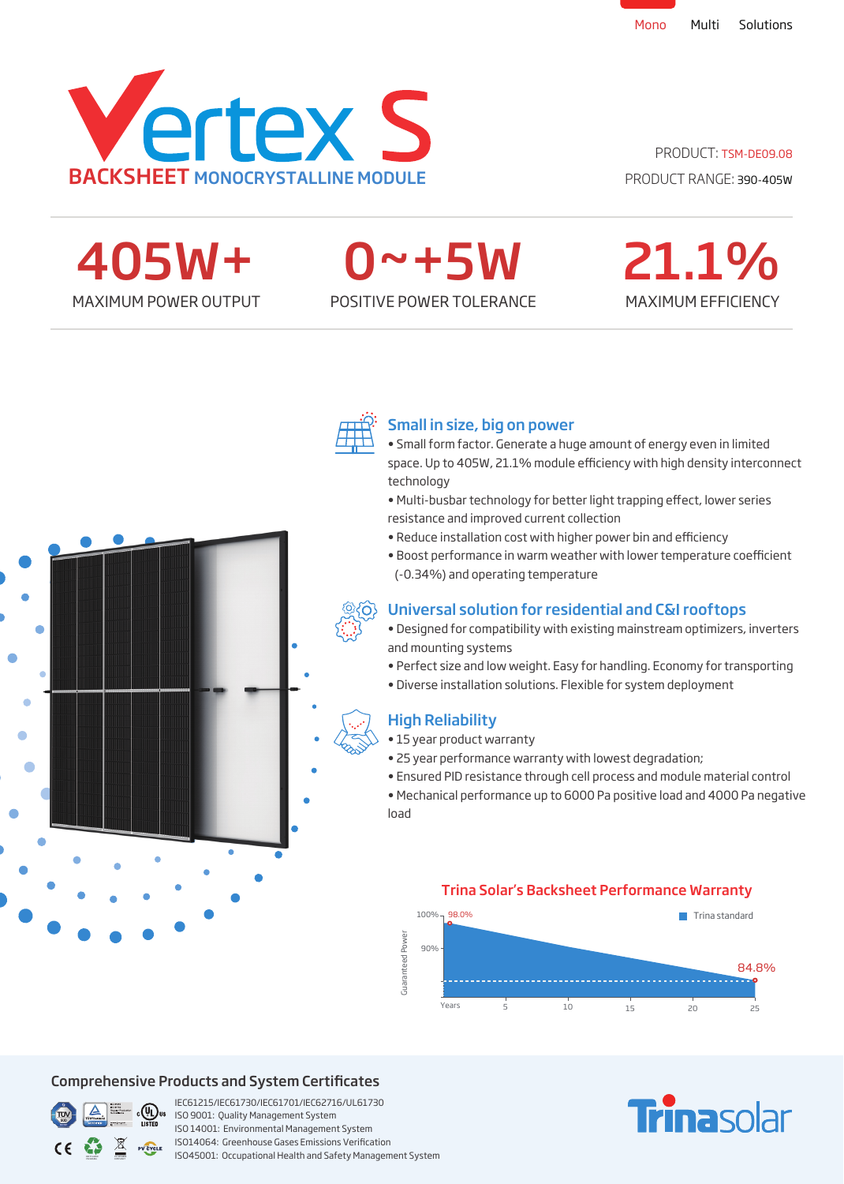Mono Multi Solutions

# Vertex S

## BACKSHEET MONOCRYSTALLINE MODULE

PRODUCT: TSM-DE09.08

PRODUCT RANGE: 390-405W

**405W+**
MAXIMUM POWER OUTPUT

**0~+5W**
POSITIVE POWER TOLERANCE

**21.1%**
MAXIMUM EFFICIENCY

### Small in size, big on power

- Small form factor. Generate a huge amount of energy even in limited space. Up to 405W, 21.1% module efficiency with high density interconnect technology
- Multi-busbar technology for better light trapping effect, lower series resistance and improved current collection
- Reduce installation cost with higher power bin and efficiency
- Boost performance in warm weather with lower temperature coefficient (-0.34%) and operating temperature

### Universal solution for residential and C&I rooftops

- Designed for compatibility with existing mainstream optimizers, inverters and mounting systems
- Perfect size and low weight. Easy for handling. Economy for transporting
- Diverse installation solutions. Flexible for system deployment

### High Reliability

- 15 year product warranty
- 25 year performance warranty with lowest degradation;
- Ensured PID resistance through cell process and module material control
- Mechanical performance up to 6000 Pa positive load and 4000 Pa negative load

### Trina Solar's Backsheet Performance Warranty

Trina standard

Guaranteed Power

100%

98.0%

90%

84.8%

Years

5

10

15

20

25

## Comprehensive Products and System Certificates

IEC61215/IEC61730/IEC61701/IEC62716/UL61730
ISO 9001: Quality Management System
ISO 14001: Environmental Management System
ISO14064: Greenhouse Gases Emissions Verification
ISO45001: Occupational Health and Safety Management System

Trinasolar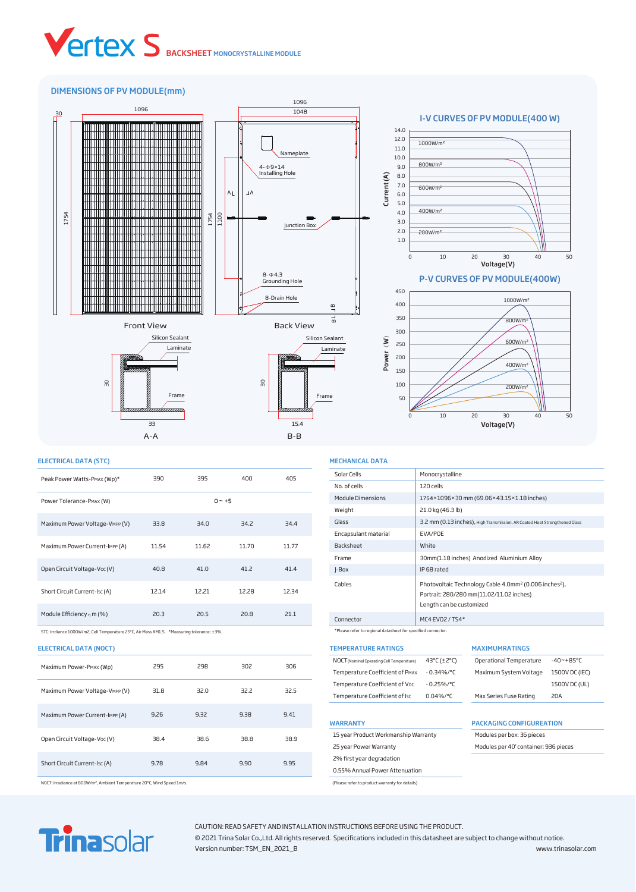# Vertex S BACKSHEET MONOCRYSTALLINE MODULE

## DIMENSIONS OF PV MODULE(mm)

1096
30
1754
Front View

1096
1048
Nameplate
4-Φ9×14
Installing Hole
A
A
1754
1100
Junction Box
8-Φ4.3
Grounding Hole
8-Drain Hole
B
B
Back View

Silicon Sealant
Laminate
30
Frame
33
A-A

Silicon Sealant
Laminate
30
Frame
15.4
B-B

## I-V CURVES OF PV MODULE(400 W)

Current (A)
14.0
12.0
11.0
10.0
9.0
8.0
7.0
6.0
5.0
4.0
3.0
2.0
1.0
0
1000W/m²
800W/m²
600W/m²
400W/m²
200W/m²
10 20 30 40 50
Voltage(V)

## P-V CURVES OF PV MODULE(400W)

Power (W)
450
400
350
300
250
200
150
100
50
0
1000W/m²
800W/m²
600W/m²
400W/m²
200W/m²
10 20 30 40 50
Voltage(V)

## ELECTRICAL DATA (STC)

| | | | | |
|---|---|---|---|---|
| Peak Power Watts-$P_{MAX}$ (Wp)* | 390 | 395 | 400 | 405 |
| Power Tolerance-$P_{MAX}$ (W) | 0 ~ +5 | | | |
| Maximum Power Voltage-$V_{MPP}$ (V) | 33.8 | 34.0 | 34.2 | 34.4 |
| Maximum Power Current-$I_{MPP}$ (A) | 11.54 | 11.62 | 11.70 | 11.77 |
| Open Circuit Voltage-$V_{OC}$ (V) | 40.8 | 41.0 | 41.2 | 41.4 |
| Short Circuit Current-$I_{SC}$ (A) | 12.14 | 12.21 | 12.28 | 12.34 |
| Module Efficiency $\eta$ m (%) | 20.3 | 20.5 | 20.8 | 21.1 |

STC: Irradiance 1000W/m2, Cell Temperature 25°C, Air Mass AM1.5. *Measuring tolerance: ±3%.

## ELECTRICAL DATA (NOCT)

| | | | | |
|---|---|---|---|---|
| Maximum Power-$P_{MAX}$ (Wp) | 295 | 298 | 302 | 306 |
| Maximum Power Voltage-$V_{MPP}$ (V) | 31.8 | 32.0 | 32.2 | 32.5 |
| Maximum Power Current-$I_{MPP}$ (A) | 9.26 | 9.32 | 9.38 | 9.41 |
| Open Circuit Voltage-$V_{OC}$ (V) | 38.4 | 38.6 | 38.8 | 38.9 |
| Short Circuit Current-$I_{SC}$ (A) | 9.78 | 9.84 | 9.90 | 9.95 |

NOCT: Irradiance at 800W/m², Ambient Temperature 20°C, Wind Speed 1m/s.

## MECHANICAL DATA

| | |
|---|---|
| Solar Cells | Monocrystalline |
| No. of cells | 120 cells |
| Module Dimensions | 1754×1096×30 mm (69.06×43.15×1.18 inches) |
| Weight | 21.0 kg (46.3 lb) |
| Glass | 3.2 mm (0.13 inches), High Transmission, AR Coated Heat Strengthened Glass |
| Encapsulant material | EVA/POE |
| Backsheet | White |
| Frame | 30mm(1.18 inches) Anodized Aluminium Alloy |
| J-Box | IP 68 rated |
| Cables | Photovoltaic Technology Cable 4.0mm² (0.006 inches²), Portrait: 280/280 mm(11.02/11.02 inches) Length can be customized |
| Connector | MC4 EVO2 / TS4* |

*Please refer to regional datasheet for specified connector.

## TEMPERATURE RATINGS

| | |
|---|---|
| NOCT (Nominal Operating Cell Temperature) | 43°C (±2°C) |
| Temperature Coefficient of $P_{MAX}$ | - 0.34%/°C |
| Temperature Coefficient of $V_{OC}$ | - 0.25%/°C |
| Temperature Coefficient of $I_{SC}$ | 0.04%/°C |

## MAXIMUMRATINGS

| | |
|---|---|
| Operational Temperature | -40~+85°C |
| Maximum System Voltage | 1500V DC (IEC) |
| | 1500V DC (UL) |
| Max Series Fuse Rating | 20A |

## WARRANTY

15 year Product Workmanship Warranty
25 year Power Warranty
2% first year degradation
0.55% Annual Power Attenuation

(Please refer to product warranty for details)

## PACKAGING CONFIGUREATION

Modules per box: 36 pieces
Modules per 40' container: 936 pieces

Trinasolar

CAUTION: READ SAFETY AND INSTALLATION INSTRUCTIONS BEFORE USING THE PRODUCT.
© 2021 Trina Solar Co.,Ltd. All rights reserved. Specifications included in this datasheet are subject to change without notice.
Version number: TSM_EN_2021_B
www.trinasolar.com